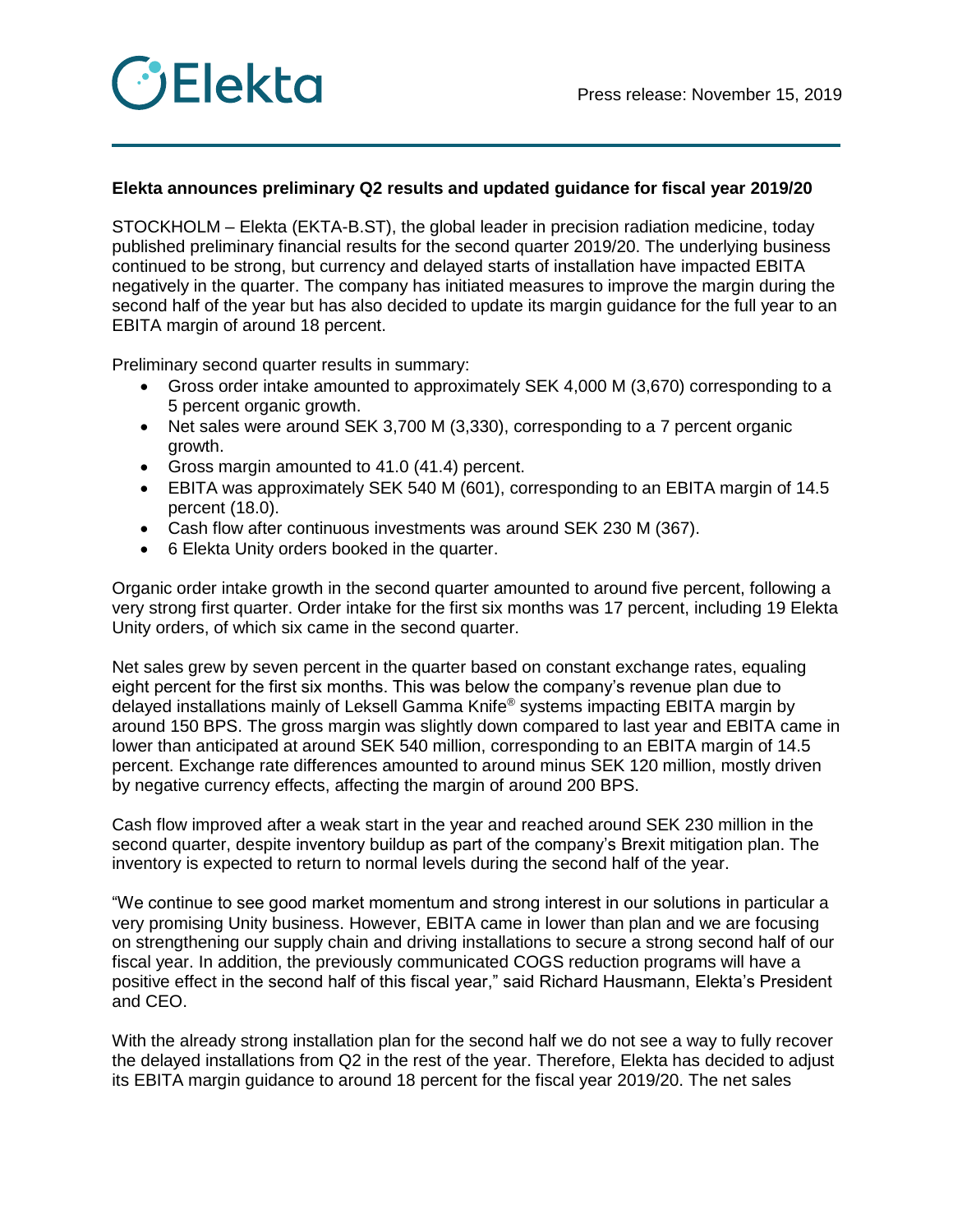Press release: November 15, 2019

**Elekta announces preliminary Q2 results and updated guidance for fiscal year 2019/20**

STOCKHOLM – Elekta (EKTA-B.ST), the global leader in precision radiation medicine, today published preliminary financial results for the second quarter 2019/20. The underlying business continued to be strong, but currency and delayed starts of installation have impacted EBITA negatively in the quarter. The company has initiated measures to improve the margin during the second half of the year but has also decided to update its margin guidance for the full year to an EBITA margin of around 18 percent.

Preliminary second quarter results in summary:

- Gross order intake amounted to approximately SEK 4,000 M (3,670) corresponding to a 5 percent organic growth.
- Net sales were around SEK 3,700 M (3,330), corresponding to a 7 percent organic growth.
- Gross margin amounted to 41.0 (41.4) percent.
- EBITA was approximately SEK 540 M (601), corresponding to an EBITA margin of 14.5 percent (18.0).
- Cash flow after continuous investments was around SEK 230 M (367).
- 6 Elekta Unity orders booked in the quarter.

Organic order intake growth in the second quarter amounted to around five percent, following a very strong first quarter. Order intake for the first six months was 17 percent, including 19 Elekta Unity orders, of which six came in the second quarter.

Net sales grew by seven percent in the quarter based on constant exchange rates, equaling eight percent for the first six months. This was below the company's revenue plan due to delayed installations mainly of Leksell Gamma Knife® systems impacting EBITA margin by around 150 BPS. The gross margin was slightly down compared to last year and EBITA came in lower than anticipated at around SEK 540 million, corresponding to an EBITA margin of 14.5 percent. Exchange rate differences amounted to around minus SEK 120 million, mostly driven by negative currency effects, affecting the margin of around 200 BPS.

Cash flow improved after a weak start in the year and reached around SEK 230 million in the second quarter, despite inventory buildup as part of the company's Brexit mitigation plan. The inventory is expected to return to normal levels during the second half of the year.

"We continue to see good market momentum and strong interest in our solutions in particular a very promising Unity business. However, EBITA came in lower than plan and we are focusing on strengthening our supply chain and driving installations to secure a strong second half of our fiscal year. In addition, the previously communicated COGS reduction programs will have a positive effect in the second half of this fiscal year," said Richard Hausmann, Elekta's President and CEO.

With the already strong installation plan for the second half we do not see a way to fully recover the delayed installations from Q2 in the rest of the year. Therefore, Elekta has decided to adjust its EBITA margin guidance to around 18 percent for the fiscal year 2019/20. The net sales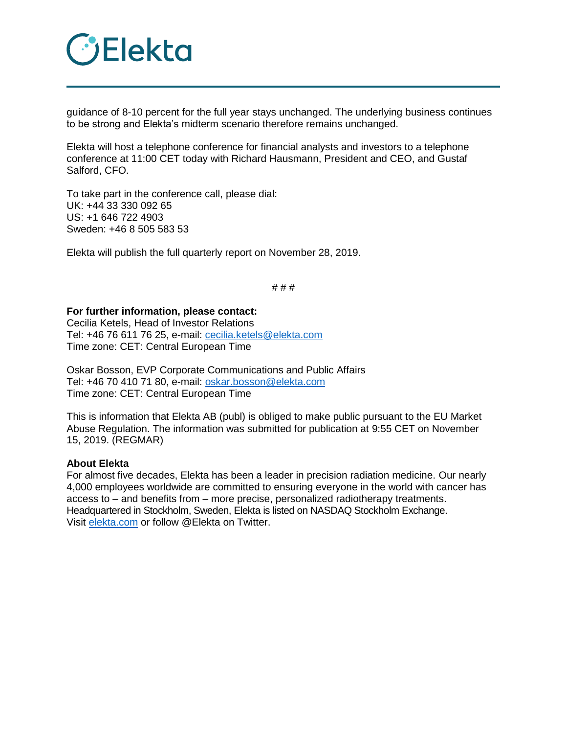guidance of 8-10 percent for the full year stays unchanged. The underlying business continues to be strong and Elekta's midterm scenario therefore remains unchanged.

Elekta will host a telephone conference for financial analysts and investors to a telephone conference at 11:00 CET today with Richard Hausmann, President and CEO, and Gustaf Salford, CFO.

To take part in the conference call, please dial:
UK: +44 33 330 092 65
US: +1 646 722 4903
Sweden: +46 8 505 583 53

Elekta will publish the full quarterly report on November 28, 2019.

# # #

**For further information, please contact:**
Cecilia Ketels, Head of Investor Relations
Tel: +46 76 611 76 25, e-mail: cecilia.ketels@elekta.com
Time zone: CET: Central European Time

Oskar Bosson, EVP Corporate Communications and Public Affairs
Tel: +46 70 410 71 80, e-mail: oskar.bosson@elekta.com
Time zone: CET: Central European Time

This is information that Elekta AB (publ) is obliged to make public pursuant to the EU Market Abuse Regulation. The information was submitted for publication at 9:55 CET on November 15, 2019. (REGMAR)

**About Elekta**
For almost five decades, Elekta has been a leader in precision radiation medicine. Our nearly 4,000 employees worldwide are committed to ensuring everyone in the world with cancer has access to – and benefits from – more precise, personalized radiotherapy treatments. Headquartered in Stockholm, Sweden, Elekta is listed on NASDAQ Stockholm Exchange. Visit elekta.com or follow @Elekta on Twitter.